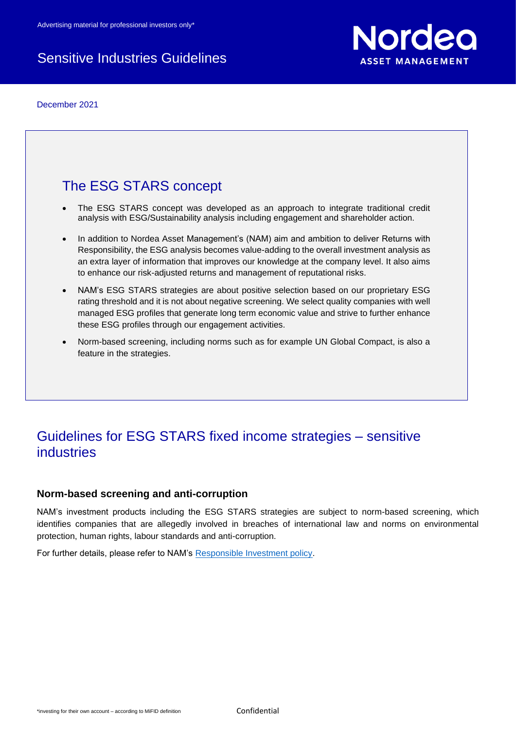Advertising material for professional investors only*

# Sensitive Industries Guidelines

December 2021

## The ESG STARS concept

- The ESG STARS concept was developed as an approach to integrate traditional credit analysis with ESG/Sustainability analysis including engagement and shareholder action.
- In addition to Nordea Asset Management's (NAM) aim and ambition to deliver Returns with Responsibility, the ESG analysis becomes value-adding to the overall investment analysis as an extra layer of information that improves our knowledge at the company level. It also aims to enhance our risk-adjusted returns and management of reputational risks.
- NAM's ESG STARS strategies are about positive selection based on our proprietary ESG rating threshold and it is not about negative screening. We select quality companies with well managed ESG profiles that generate long term economic value and strive to further enhance these ESG profiles through our engagement activities.
- Norm-based screening, including norms such as for example UN Global Compact, is also a feature in the strategies.

## Guidelines for ESG STARS fixed income strategies – sensitive industries

### Norm-based screening and anti-corruption

NAM's investment products including the ESG STARS strategies are subject to norm-based screening, which identifies companies that are allegedly involved in breaches of international law and norms on environmental protection, human rights, labour standards and anti-corruption.

For further details, please refer to NAM's [Responsible Investment policy](Responsible Investment policy).

*investing for their own account – according to MiFID definition

Confidential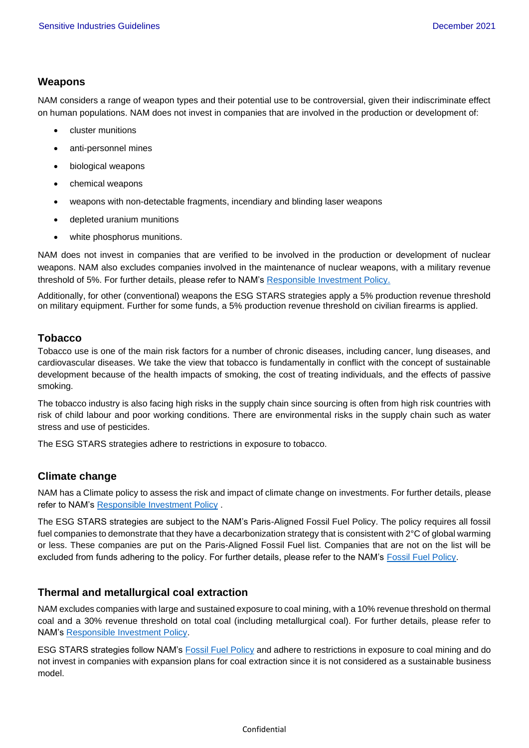## Weapons

NAM considers a range of weapon types and their potential use to be controversial, given their indiscriminate effect on human populations. NAM does not invest in companies that are involved in the production or development of:

- cluster munitions
- anti-personnel mines
- biological weapons
- chemical weapons
- weapons with non-detectable fragments, incendiary and blinding laser weapons
- depleted uranium munitions
- white phosphorus munitions.

NAM does not invest in companies that are verified to be involved in the production or development of nuclear weapons. NAM also excludes companies involved in the maintenance of nuclear weapons, with a military revenue threshold of 5%. For further details, please refer to NAM's [Responsible Investment Policy.]

Additionally, for other (conventional) weapons the ESG STARS strategies apply a 5% production revenue threshold on military equipment. Further for some funds, a 5% production revenue threshold on civilian firearms is applied.

## Tobacco

Tobacco use is one of the main risk factors for a number of chronic diseases, including cancer, lung diseases, and cardiovascular diseases. We take the view that tobacco is fundamentally in conflict with the concept of sustainable development because of the health impacts of smoking, the cost of treating individuals, and the effects of passive smoking.

The tobacco industry is also facing high risks in the supply chain since sourcing is often from high risk countries with risk of child labour and poor working conditions. There are environmental risks in the supply chain such as water stress and use of pesticides.

The ESG STARS strategies adhere to restrictions in exposure to tobacco.

## Climate change

NAM has a Climate policy to assess the risk and impact of climate change on investments. For further details, please refer to NAM's [Responsible Investment Policy] .

The ESG STARS strategies are subject to the NAM's Paris-Aligned Fossil Fuel Policy. The policy requires all fossil fuel companies to demonstrate that they have a decarbonization strategy that is consistent with 2°C of global warming or less. These companies are put on the Paris-Aligned Fossil Fuel list. Companies that are not on the list will be excluded from funds adhering to the policy. For further details, please refer to the NAM's [Fossil Fuel Policy].

## Thermal and metallurgical coal extraction

NAM excludes companies with large and sustained exposure to coal mining, with a 10% revenue threshold on thermal coal and a 30% revenue threshold on total coal (including metallurgical coal). For further details, please refer to NAM's [Responsible Investment Policy].

ESG STARS strategies follow NAM's [Fossil Fuel Policy] and adhere to restrictions in exposure to coal mining and do not invest in companies with expansion plans for coal extraction since it is not considered as a sustainable business model.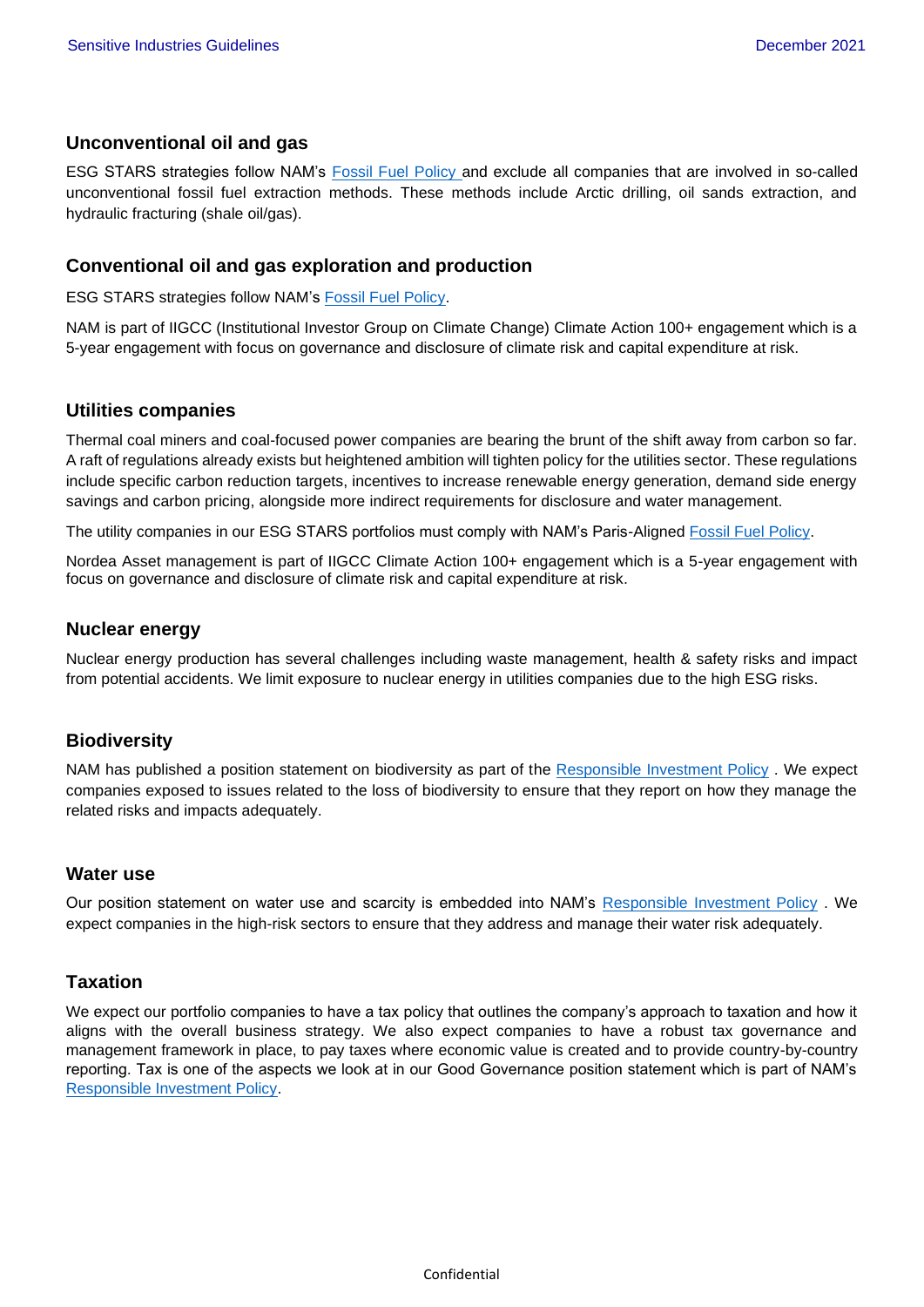## Unconventional oil and gas

ESG STARS strategies follow NAM's Fossil Fuel Policy and exclude all companies that are involved in so-called unconventional fossil fuel extraction methods. These methods include Arctic drilling, oil sands extraction, and hydraulic fracturing (shale oil/gas).

## Conventional oil and gas exploration and production

ESG STARS strategies follow NAM's Fossil Fuel Policy.

NAM is part of IIGCC (Institutional Investor Group on Climate Change) Climate Action 100+ engagement which is a 5-year engagement with focus on governance and disclosure of climate risk and capital expenditure at risk.

## Utilities companies

Thermal coal miners and coal-focused power companies are bearing the brunt of the shift away from carbon so far. A raft of regulations already exists but heightened ambition will tighten policy for the utilities sector. These regulations include specific carbon reduction targets, incentives to increase renewable energy generation, demand side energy savings and carbon pricing, alongside more indirect requirements for disclosure and water management.

The utility companies in our ESG STARS portfolios must comply with NAM's Paris-Aligned Fossil Fuel Policy.

Nordea Asset management is part of IIGCC Climate Action 100+ engagement which is a 5-year engagement with focus on governance and disclosure of climate risk and capital expenditure at risk.

## Nuclear energy

Nuclear energy production has several challenges including waste management, health & safety risks and impact from potential accidents. We limit exposure to nuclear energy in utilities companies due to the high ESG risks.

## Biodiversity

NAM has published a position statement on biodiversity as part of the Responsible Investment Policy . We expect companies exposed to issues related to the loss of biodiversity to ensure that they report on how they manage the related risks and impacts adequately.

## Water use

Our position statement on water use and scarcity is embedded into NAM's Responsible Investment Policy . We expect companies in the high-risk sectors to ensure that they address and manage their water risk adequately.

## Taxation

We expect our portfolio companies to have a tax policy that outlines the company's approach to taxation and how it aligns with the overall business strategy. We also expect companies to have a robust tax governance and management framework in place, to pay taxes where economic value is created and to provide country-by-country reporting. Tax is one of the aspects we look at in our Good Governance position statement which is part of NAM's Responsible Investment Policy.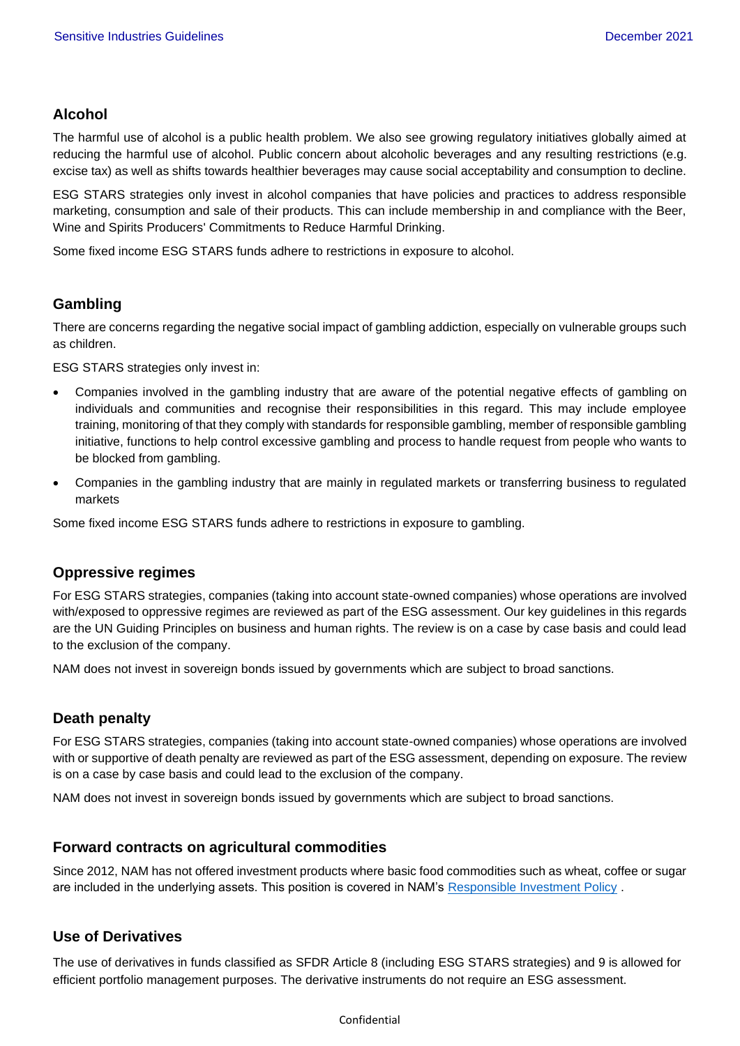## Alcohol

The harmful use of alcohol is a public health problem. We also see growing regulatory initiatives globally aimed at reducing the harmful use of alcohol. Public concern about alcoholic beverages and any resulting restrictions (e.g. excise tax) as well as shifts towards healthier beverages may cause social acceptability and consumption to decline.

ESG STARS strategies only invest in alcohol companies that have policies and practices to address responsible marketing, consumption and sale of their products. This can include membership in and compliance with the Beer, Wine and Spirits Producers' Commitments to Reduce Harmful Drinking.

Some fixed income ESG STARS funds adhere to restrictions in exposure to alcohol.

## Gambling

There are concerns regarding the negative social impact of gambling addiction, especially on vulnerable groups such as children.

ESG STARS strategies only invest in:

- Companies involved in the gambling industry that are aware of the potential negative effects of gambling on individuals and communities and recognise their responsibilities in this regard. This may include employee training, monitoring of that they comply with standards for responsible gambling, member of responsible gambling initiative, functions to help control excessive gambling and process to handle request from people who wants to be blocked from gambling.
- Companies in the gambling industry that are mainly in regulated markets or transferring business to regulated markets

Some fixed income ESG STARS funds adhere to restrictions in exposure to gambling.

## Oppressive regimes

For ESG STARS strategies, companies (taking into account state-owned companies) whose operations are involved with/exposed to oppressive regimes are reviewed as part of the ESG assessment. Our key guidelines in this regards are the UN Guiding Principles on business and human rights. The review is on a case by case basis and could lead to the exclusion of the company.

NAM does not invest in sovereign bonds issued by governments which are subject to broad sanctions.

## Death penalty

For ESG STARS strategies, companies (taking into account state-owned companies) whose operations are involved with or supportive of death penalty are reviewed as part of the ESG assessment, depending on exposure. The review is on a case by case basis and could lead to the exclusion of the company.

NAM does not invest in sovereign bonds issued by governments which are subject to broad sanctions.

## Forward contracts on agricultural commodities

Since 2012, NAM has not offered investment products where basic food commodities such as wheat, coffee or sugar are included in the underlying assets. This position is covered in NAM's Responsible Investment Policy .

## Use of Derivatives

The use of derivatives in funds classified as SFDR Article 8 (including ESG STARS strategies) and 9 is allowed for efficient portfolio management purposes. The derivative instruments do not require an ESG assessment.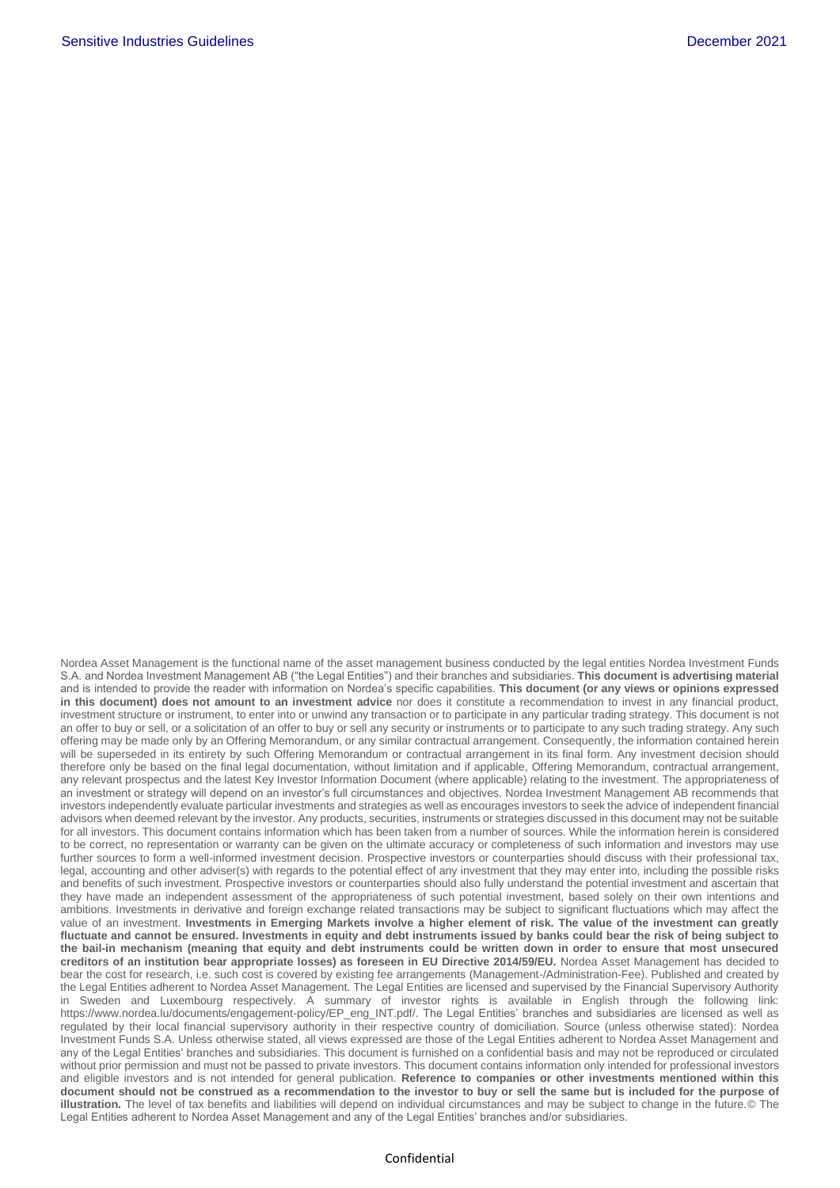Nordea Asset Management is the functional name of the asset management business conducted by the legal entities Nordea Investment Funds S.A. and Nordea Investment Management AB ("the Legal Entities") and their branches and subsidiaries. **This document is advertising material** and is intended to provide the reader with information on Nordea's specific capabilities. **This document (or any views or opinions expressed in this document) does not amount to an investment advice** nor does it constitute a recommendation to invest in any financial product, investment structure or instrument, to enter into or unwind any transaction or to participate in any particular trading strategy. This document is not an offer to buy or sell, or a solicitation of an offer to buy or sell any security or instruments or to participate to any such trading strategy. Any such offering may be made only by an Offering Memorandum, or any similar contractual arrangement. Consequently, the information contained herein will be superseded in its entirety by such Offering Memorandum or contractual arrangement in its final form. Any investment decision should therefore only be based on the final legal documentation, without limitation and if applicable, Offering Memorandum, contractual arrangement, any relevant prospectus and the latest Key Investor Information Document (where applicable) relating to the investment. The appropriateness of an investment or strategy will depend on an investor's full circumstances and objectives. Nordea Investment Management AB recommends that investors independently evaluate particular investments and strategies as well as encourages investors to seek the advice of independent financial advisors when deemed relevant by the investor. Any products, securities, instruments or strategies discussed in this document may not be suitable for all investors. This document contains information which has been taken from a number of sources. While the information herein is considered to be correct, no representation or warranty can be given on the ultimate accuracy or completeness of such information and investors may use further sources to form a well-informed investment decision. Prospective investors or counterparties should discuss with their professional tax, legal, accounting and other adviser(s) with regards to the potential effect of any investment that they may enter into, including the possible risks and benefits of such investment. Prospective investors or counterparties should also fully understand the potential investment and ascertain that they have made an independent assessment of the appropriateness of such potential investment, based solely on their own intentions and ambitions. Investments in derivative and foreign exchange related transactions may be subject to significant fluctuations which may affect the value of an investment. **Investments in Emerging Markets involve a higher element of risk. The value of the investment can greatly fluctuate and cannot be ensured. Investments in equity and debt instruments issued by banks could bear the risk of being subject to the bail-in mechanism (meaning that equity and debt instruments could be written down in order to ensure that most unsecured creditors of an institution bear appropriate losses) as foreseen in EU Directive 2014/59/EU.** Nordea Asset Management has decided to bear the cost for research, i.e. such cost is covered by existing fee arrangements (Management-/Administration-Fee). Published and created by the Legal Entities adherent to Nordea Asset Management. The Legal Entities are licensed and supervised by the Financial Supervisory Authority in Sweden and Luxembourg respectively. A summary of investor rights is available in English through the following link: https://www.nordea.lu/documents/engagement-policy/EP_eng_INT.pdf/. The Legal Entities' branches and subsidiaries are licensed as well as regulated by their local financial supervisory authority in their respective country of domiciliation. Source (unless otherwise stated): Nordea Investment Funds S.A. Unless otherwise stated, all views expressed are those of the Legal Entities adherent to Nordea Asset Management and any of the Legal Entities' branches and subsidiaries. This document is furnished on a confidential basis and may not be reproduced or circulated without prior permission and must not be passed to private investors. This document contains information only intended for professional investors and eligible investors and is not intended for general publication. **Reference to companies or other investments mentioned within this document should not be construed as a recommendation to the investor to buy or sell the same but is included for the purpose of illustration.** The level of tax benefits and liabilities will depend on individual circumstances and may be subject to change in the future.© The Legal Entities adherent to Nordea Asset Management and any of the Legal Entities' branches and/or subsidiaries.

Confidential